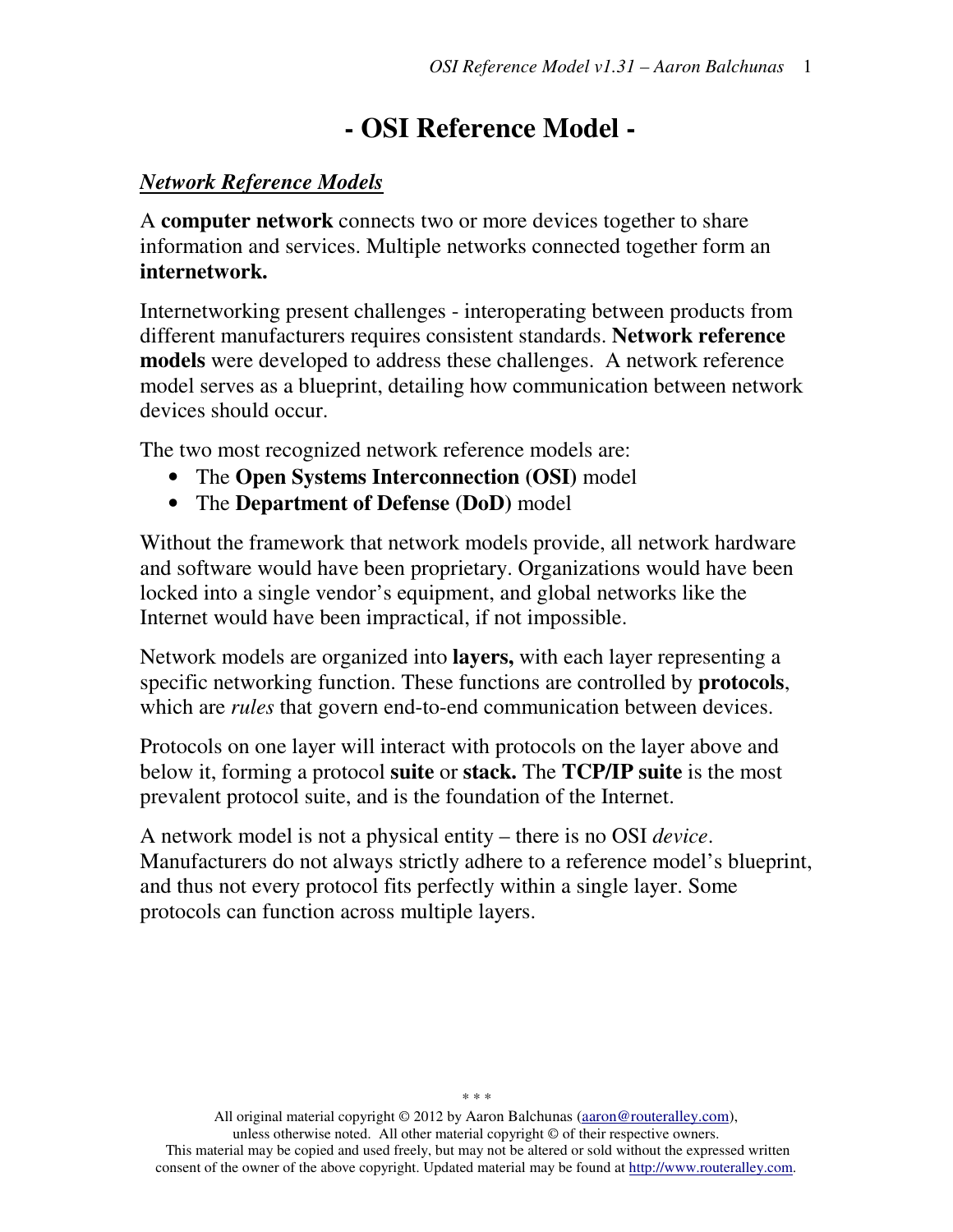# - OSI Reference Model -

## *Network Reference Models*

A **computer network** connects two or more devices together to share information and services. Multiple networks connected together form an **internetwork.**

Internetworking present challenges - interoperating between products from different manufacturers requires consistent standards. **Network reference models** were developed to address these challenges. A network reference model serves as a blueprint, detailing how communication between network devices should occur.

The two most recognized network reference models are:

- The **Open Systems Interconnection (OSI)** model
- The **Department of Defense (DoD)** model

Without the framework that network models provide, all network hardware and software would have been proprietary. Organizations would have been locked into a single vendor's equipment, and global networks like the Internet would have been impractical, if not impossible.

Network models are organized into **layers,** with each layer representing a specific networking function. These functions are controlled by **protocols**, which are *rules* that govern end-to-end communication between devices.

Protocols on one layer will interact with protocols on the layer above and below it, forming a protocol **suite** or **stack.** The **TCP/IP suite** is the most prevalent protocol suite, and is the foundation of the Internet.

A network model is not a physical entity – there is no OSI *device*. Manufacturers do not always strictly adhere to a reference model's blueprint, and thus not every protocol fits perfectly within a single layer. Some protocols can function across multiple layers.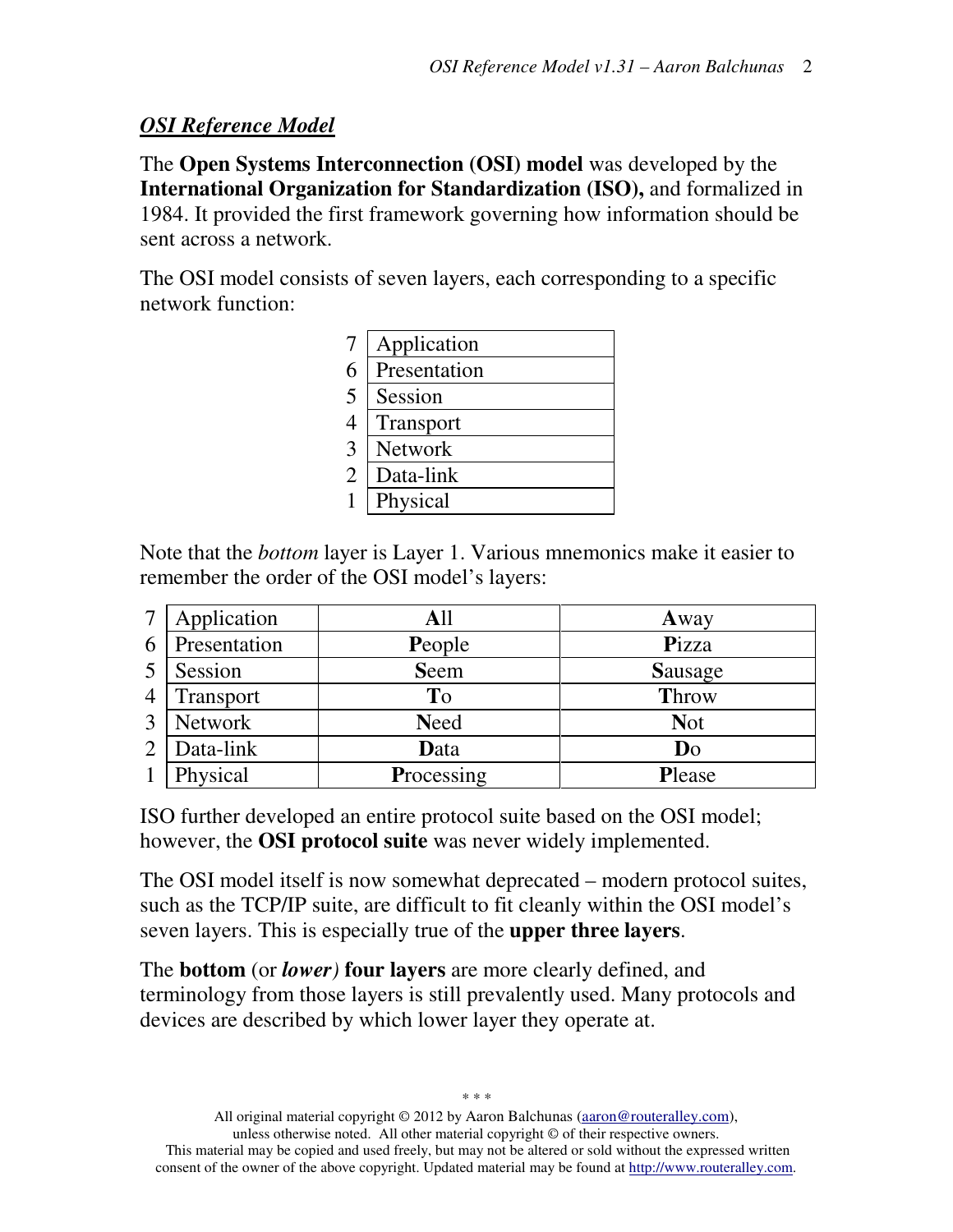## *OSI Reference Model*

The **Open Systems Interconnection (OSI) model** was developed by the **International Organization for Standardization (ISO),** and formalized in 1984. It provided the first framework governing how information should be sent across a network.

The OSI model consists of seven layers, each corresponding to a specific network function:

| | |
|---|---|
| 7 | Application |
| 6 | Presentation |
| 5 | Session |
| 4 | Transport |
| 3 | Network |
| 2 | Data-link |
| 1 | Physical |

Note that the *bottom* layer is Layer 1. Various mnemonics make it easier to remember the order of the OSI model's layers:

| | | | |
|---|---|---|---|
| 7 | Application | **A**ll | **A**way |
| 6 | Presentation | **P**eople | **P**izza |
| 5 | Session | **S**eem | **S**ausage |
| 4 | Transport | **T**o | **T**hrow |
| 3 | Network | **N**eed | **N**ot |
| 2 | Data-link | **D**ata | **D**o |
| 1 | Physical | **P**rocessing | **P**lease |

ISO further developed an entire protocol suite based on the OSI model; however, the **OSI protocol suite** was never widely implemented.

The OSI model itself is now somewhat deprecated – modern protocol suites, such as the TCP/IP suite, are difficult to fit cleanly within the OSI model's seven layers. This is especially true of the **upper three layers**.

The **bottom** (or ***lower)*** **four layers** are more clearly defined, and terminology from those layers is still prevalently used. Many protocols and devices are described by which lower layer they operate at.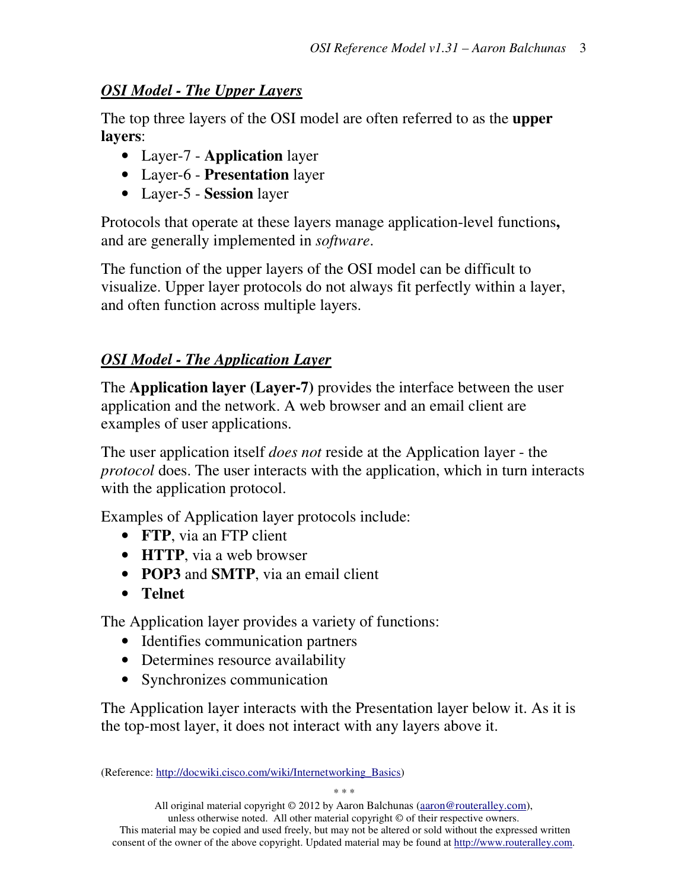## *OSI Model - The Upper Layers*

The top three layers of the OSI model are often referred to as the **upper layers**:

- Layer-7 - **Application** layer
- Layer-6 - **Presentation** layer
- Layer-5 - **Session** layer

Protocols that operate at these layers manage application-level functions**,** and are generally implemented in *software*.

The function of the upper layers of the OSI model can be difficult to visualize. Upper layer protocols do not always fit perfectly within a layer, and often function across multiple layers.

## *OSI Model - The Application Layer*

The **Application layer (Layer-7)** provides the interface between the user application and the network. A web browser and an email client are examples of user applications.

The user application itself *does not* reside at the Application layer - the *protocol* does. The user interacts with the application, which in turn interacts with the application protocol.

Examples of Application layer protocols include:

- **FTP**, via an FTP client
- **HTTP**, via a web browser
- **POP3** and **SMTP**, via an email client
- **Telnet**

The Application layer provides a variety of functions:

- Identifies communication partners
- Determines resource availability
- Synchronizes communication

The Application layer interacts with the Presentation layer below it. As it is the top-most layer, it does not interact with any layers above it.

(Reference: http://docwiki.cisco.com/wiki/Internetworking_Basics)

\* \* \*

All original material copyright © 2012 by Aaron Balchunas (aaron@routeralley.com), unless otherwise noted. All other material copyright © of their respective owners. This material may be copied and used freely, but may not be altered or sold without the expressed written consent of the owner of the above copyright. Updated material may be found at http://www.routeralley.com.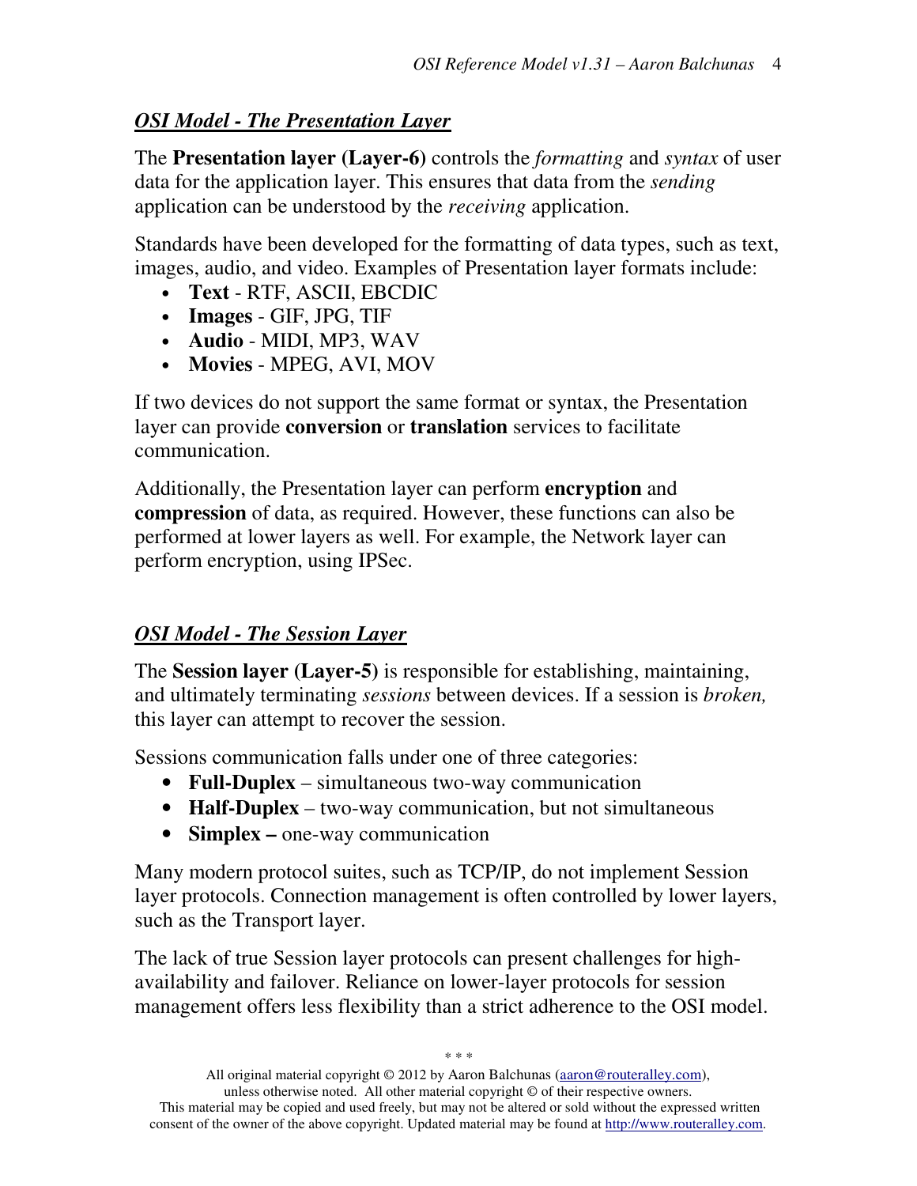## *OSI Model - The Presentation Layer*

The **Presentation layer (Layer-6)** controls the *formatting* and *syntax* of user data for the application layer. This ensures that data from the *sending* application can be understood by the *receiving* application.

Standards have been developed for the formatting of data types, such as text, images, audio, and video. Examples of Presentation layer formats include:

- **Text** - RTF, ASCII, EBCDIC
- **Images** - GIF, JPG, TIF
- **Audio** - MIDI, MP3, WAV
- **Movies** - MPEG, AVI, MOV

If two devices do not support the same format or syntax, the Presentation layer can provide **conversion** or **translation** services to facilitate communication.

Additionally, the Presentation layer can perform **encryption** and **compression** of data, as required. However, these functions can also be performed at lower layers as well. For example, the Network layer can perform encryption, using IPSec.

## *OSI Model - The Session Layer*

The **Session layer (Layer-5)** is responsible for establishing, maintaining, and ultimately terminating *sessions* between devices. If a session is *broken,* this layer can attempt to recover the session.

Sessions communication falls under one of three categories:

- **Full-Duplex** – simultaneous two-way communication
- **Half-Duplex** – two-way communication, but not simultaneous
- **Simplex –** one-way communication

Many modern protocol suites, such as TCP/IP, do not implement Session layer protocols. Connection management is often controlled by lower layers, such as the Transport layer.

The lack of true Session layer protocols can present challenges for high-availability and failover. Reliance on lower-layer protocols for session management offers less flexibility than a strict adherence to the OSI model.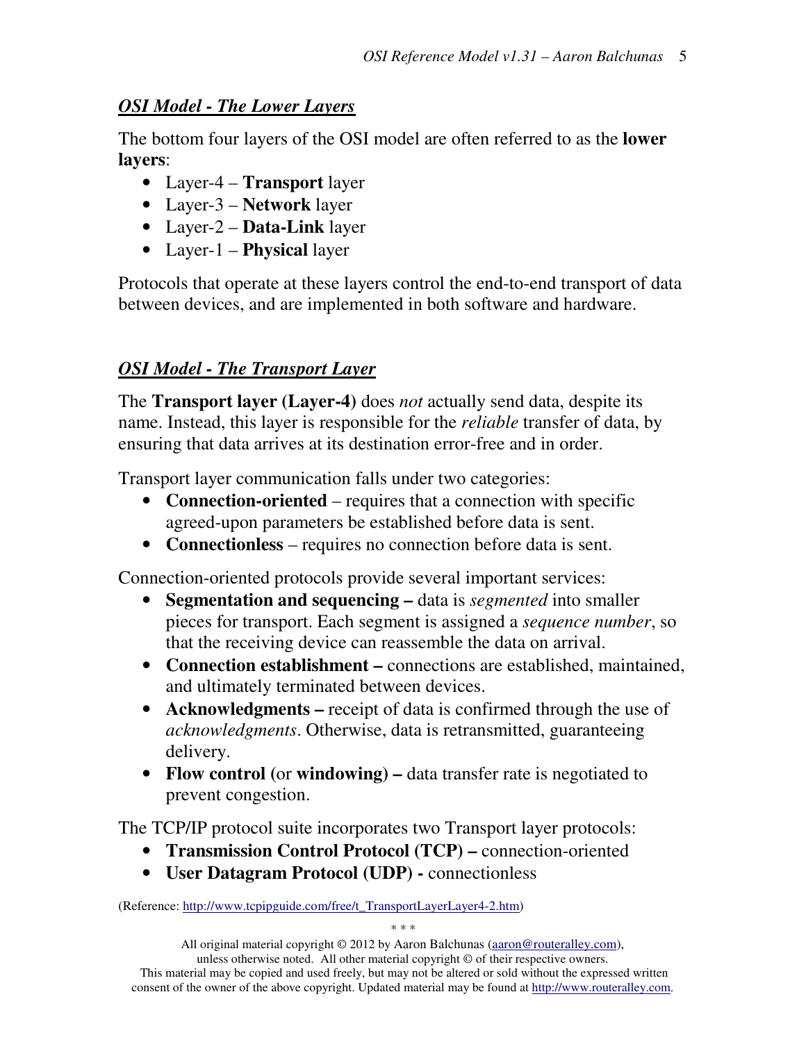## *OSI Model - The Lower Layers*

The bottom four layers of the OSI model are often referred to as the **lower layers**:

- Layer-4 – **Transport** layer
- Layer-3 – **Network** layer
- Layer-2 – **Data-Link** layer
- Layer-1 – **Physical** layer

Protocols that operate at these layers control the end-to-end transport of data between devices, and are implemented in both software and hardware.

## *OSI Model - The Transport Layer*

The **Transport layer (Layer-4)** does *not* actually send data, despite its name. Instead, this layer is responsible for the *reliable* transfer of data, by ensuring that data arrives at its destination error-free and in order.

Transport layer communication falls under two categories:

- **Connection-oriented** – requires that a connection with specific agreed-upon parameters be established before data is sent.
- **Connectionless** – requires no connection before data is sent.

Connection-oriented protocols provide several important services:

- **Segmentation and sequencing –** data is *segmented* into smaller pieces for transport. Each segment is assigned a *sequence number*, so that the receiving device can reassemble the data on arrival.
- **Connection establishment –** connections are established, maintained, and ultimately terminated between devices.
- **Acknowledgments –** receipt of data is confirmed through the use of *acknowledgments*. Otherwise, data is retransmitted, guaranteeing delivery.
- **Flow control** (or **windowing) –** data transfer rate is negotiated to prevent congestion.

The TCP/IP protocol suite incorporates two Transport layer protocols:

- **Transmission Control Protocol (TCP) –** connection-oriented
- **User Datagram Protocol (UDP) -** connectionless

(Reference: http://www.tcpipguide.com/free/t_TransportLayerLayer4-2.htm)

\* \* \*

All original material copyright © 2012 by Aaron Balchunas (aaron@routeralley.com), unless otherwise noted. All other material copyright © of their respective owners. This material may be copied and used freely, but may not be altered or sold without the expressed written consent of the owner of the above copyright. Updated material may be found at http://www.routeralley.com.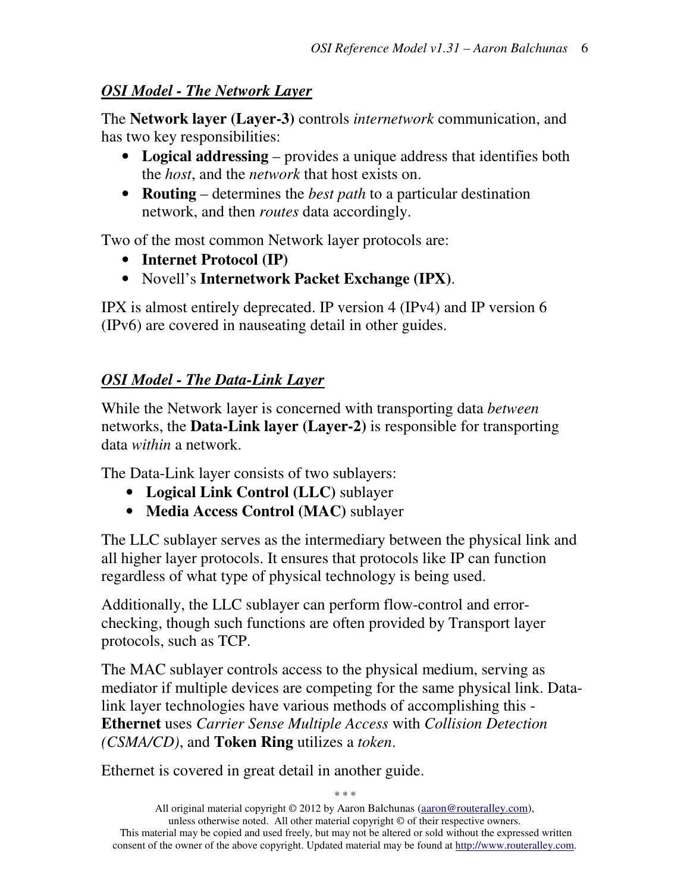## *OSI Model - The Network Layer*

The **Network layer (Layer-3)** controls *internetwork* communication, and has two key responsibilities:

- **Logical addressing** – provides a unique address that identifies both the *host*, and the *network* that host exists on.
- **Routing** – determines the *best path* to a particular destination network, and then *routes* data accordingly.

Two of the most common Network layer protocols are:

- **Internet Protocol (IP)**
- Novell's **Internetwork Packet Exchange (IPX)**.

IPX is almost entirely deprecated. IP version 4 (IPv4) and IP version 6 (IPv6) are covered in nauseating detail in other guides.

## *OSI Model - The Data-Link Layer*

While the Network layer is concerned with transporting data *between* networks, the **Data-Link layer (Layer-2)** is responsible for transporting data *within* a network.

The Data-Link layer consists of two sublayers:

- **Logical Link Control (LLC)** sublayer
- **Media Access Control (MAC)** sublayer

The LLC sublayer serves as the intermediary between the physical link and all higher layer protocols. It ensures that protocols like IP can function regardless of what type of physical technology is being used.

Additionally, the LLC sublayer can perform flow-control and error-checking, though such functions are often provided by Transport layer protocols, such as TCP.

The MAC sublayer controls access to the physical medium, serving as mediator if multiple devices are competing for the same physical link. Data-link layer technologies have various methods of accomplishing this - **Ethernet** uses *Carrier Sense Multiple Access* with *Collision Detection (CSMA/CD)*, and **Token Ring** utilizes a *token*.

Ethernet is covered in great detail in another guide.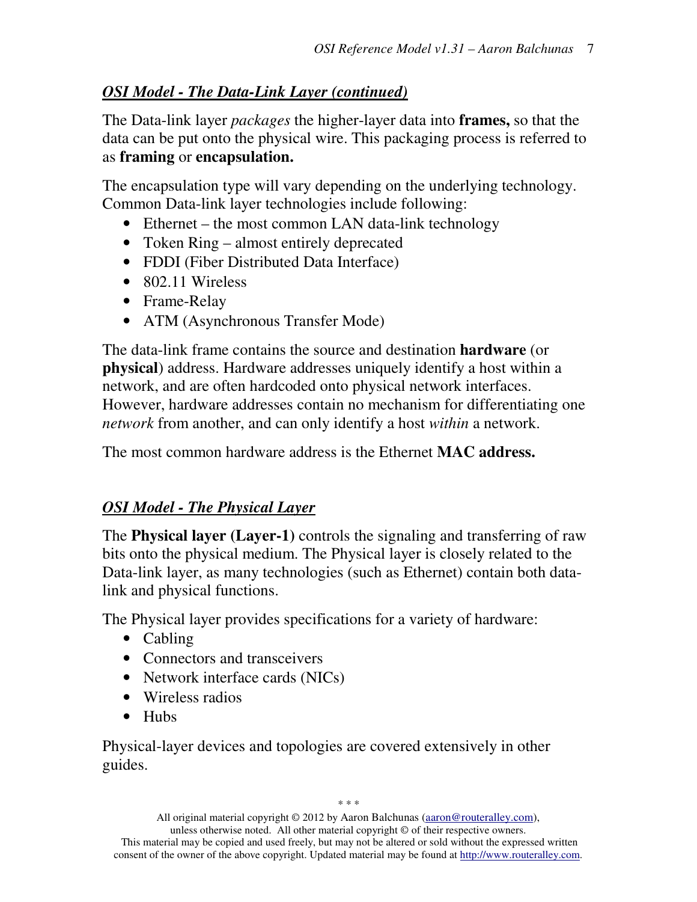## *OSI Model - The Data-Link Layer (continued)*

The Data-link layer *packages* the higher-layer data into **frames,** so that the data can be put onto the physical wire. This packaging process is referred to as **framing** or **encapsulation.**

The encapsulation type will vary depending on the underlying technology. Common Data-link layer technologies include following:

- Ethernet – the most common LAN data-link technology
- Token Ring – almost entirely deprecated
- FDDI (Fiber Distributed Data Interface)
- 802.11 Wireless
- Frame-Relay
- ATM (Asynchronous Transfer Mode)

The data-link frame contains the source and destination **hardware** (or **physical**) address. Hardware addresses uniquely identify a host within a network, and are often hardcoded onto physical network interfaces. However, hardware addresses contain no mechanism for differentiating one *network* from another, and can only identify a host *within* a network.

The most common hardware address is the Ethernet **MAC address.**

## *OSI Model - The Physical Layer*

The **Physical layer (Layer-1)** controls the signaling and transferring of raw bits onto the physical medium. The Physical layer is closely related to the Data-link layer, as many technologies (such as Ethernet) contain both data-link and physical functions.

The Physical layer provides specifications for a variety of hardware:

- Cabling
- Connectors and transceivers
- Network interface cards (NICs)
- Wireless radios
- Hubs

Physical-layer devices and topologies are covered extensively in other guides.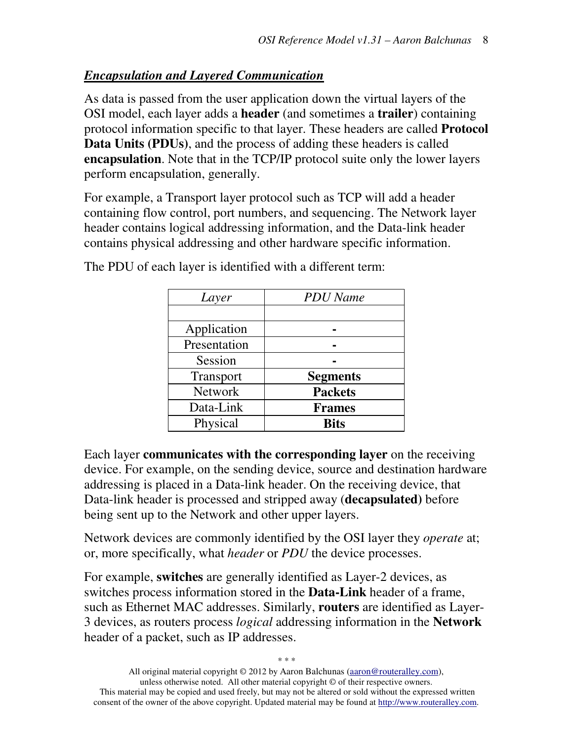## ***Encapsulation and Layered Communication***

As data is passed from the user application down the virtual layers of the OSI model, each layer adds a **header** (and sometimes a **trailer**) containing protocol information specific to that layer. These headers are called **Protocol Data Units (PDUs)**, and the process of adding these headers is called **encapsulation**. Note that in the TCP/IP protocol suite only the lower layers perform encapsulation, generally.

For example, a Transport layer protocol such as TCP will add a header containing flow control, port numbers, and sequencing. The Network layer header contains logical addressing information, and the Data-link header contains physical addressing and other hardware specific information.

The PDU of each layer is identified with a different term:

| *Layer* | *PDU Name* |
|---|---|
| | |
| Application | **-** |
| Presentation | **-** |
| Session | **-** |
| Transport | **Segments** |
| Network | **Packets** |
| Data-Link | **Frames** |
| Physical | **Bits** |

Each layer **communicates with the corresponding layer** on the receiving device. For example, on the sending device, source and destination hardware addressing is placed in a Data-link header. On the receiving device, that Data-link header is processed and stripped away (**decapsulated**) before being sent up to the Network and other upper layers.

Network devices are commonly identified by the OSI layer they *operate* at; or, more specifically, what *header* or *PDU* the device processes.

For example, **switches** are generally identified as Layer-2 devices, as switches process information stored in the **Data-Link** header of a frame, such as Ethernet MAC addresses. Similarly, **routers** are identified as Layer-3 devices, as routers process *logical* addressing information in the **Network** header of a packet, such as IP addresses.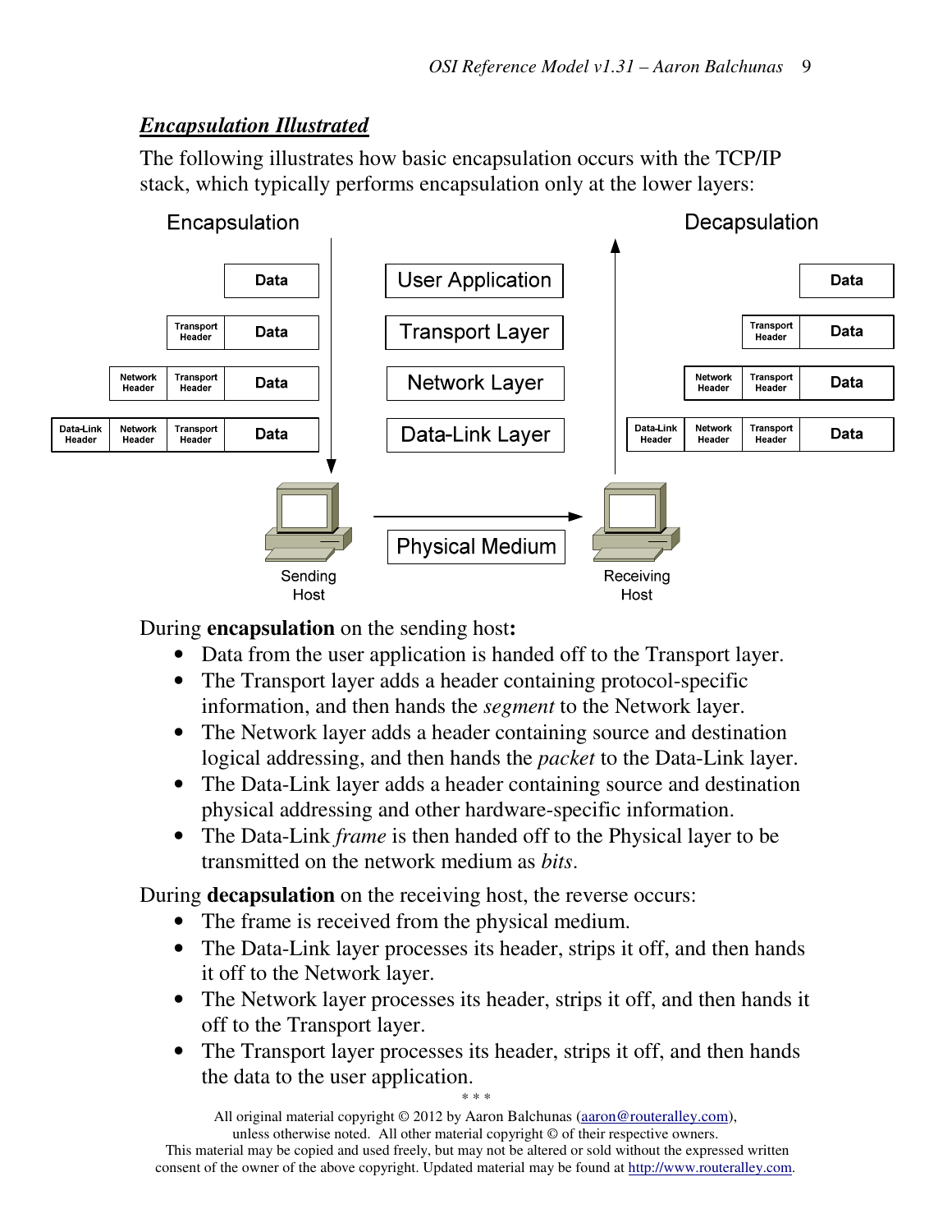## *Encapsulation Illustrated*

The following illustrates how basic encapsulation occurs with the TCP/IP stack, which typically performs encapsulation only at the lower layers:

Encapsulation | Decapsulation

| Encapsulation | Layer | Decapsulation |
|---|---|---|
| Data | User Application | Data |
| Transport Header, Data | Transport Layer | Transport Header, Data |
| Network Header, Transport Header, Data | Network Layer | Network Header, Transport Header, Data |
| Data-Link Header, Network Header, Transport Header, Data | Data-Link Layer | Data-Link Header, Network Header, Transport Header, Data |
| Sending Host | Physical Medium | Receiving Host |

During **encapsulation** on the sending host**:**

- Data from the user application is handed off to the Transport layer.
- The Transport layer adds a header containing protocol-specific information, and then hands the *segment* to the Network layer.
- The Network layer adds a header containing source and destination logical addressing, and then hands the *packet* to the Data-Link layer.
- The Data-Link layer adds a header containing source and destination physical addressing and other hardware-specific information.
- The Data-Link *frame* is then handed off to the Physical layer to be transmitted on the network medium as *bits*.

During **decapsulation** on the receiving host, the reverse occurs:

- The frame is received from the physical medium.
- The Data-Link layer processes its header, strips it off, and then hands it off to the Network layer.
- The Network layer processes its header, strips it off, and then hands it off to the Transport layer.
- The Transport layer processes its header, strips it off, and then hands the data to the user application.

\* \* \*

All original material copyright © 2012 by Aaron Balchunas (aaron@routeralley.com), unless otherwise noted. All other material copyright © of their respective owners. This material may be copied and used freely, but may not be altered or sold without the expressed written consent of the owner of the above copyright. Updated material may be found at http://www.routeralley.com.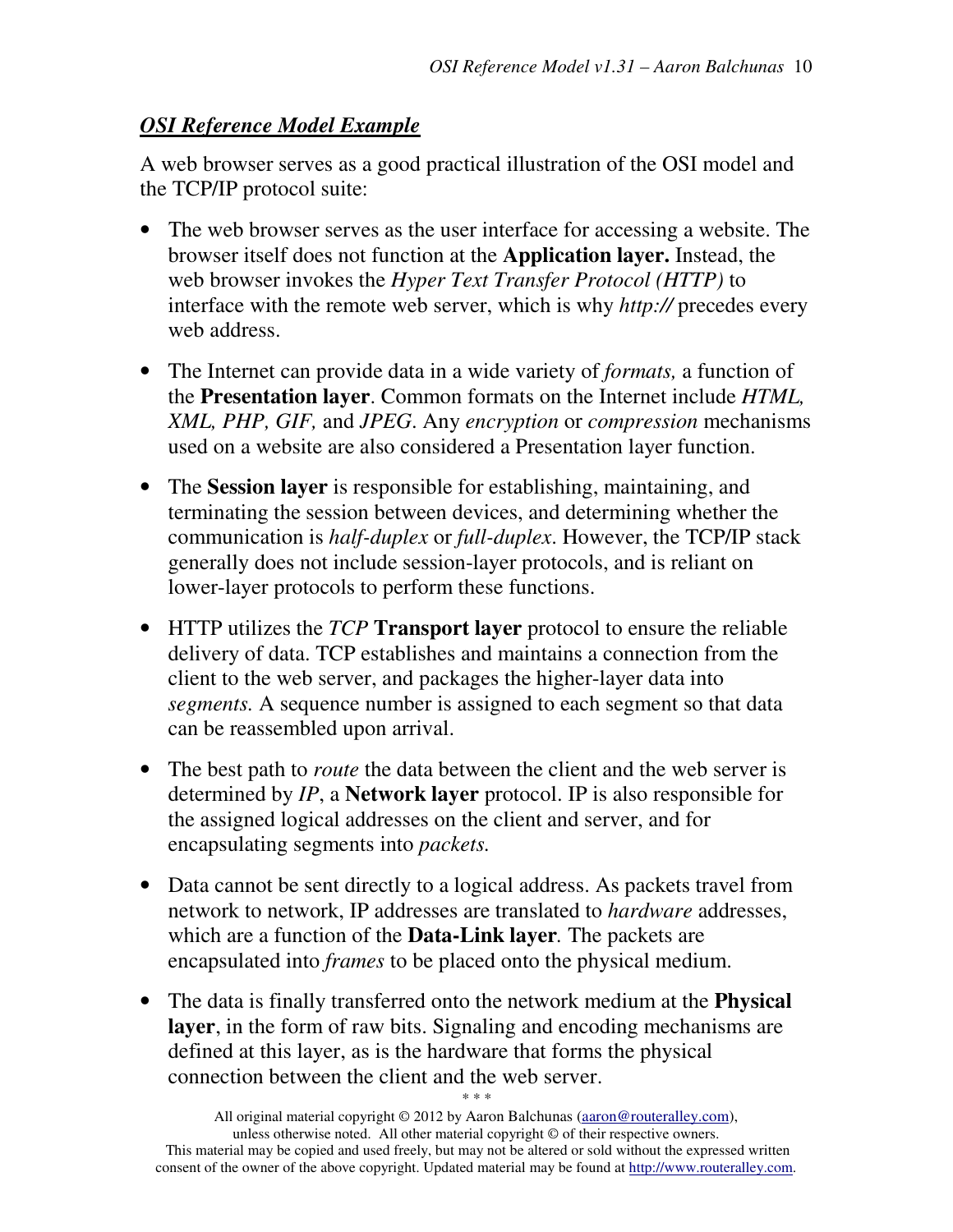## ***OSI Reference Model Example***

A web browser serves as a good practical illustration of the OSI model and the TCP/IP protocol suite:

- The web browser serves as the user interface for accessing a website. The browser itself does not function at the **Application layer.** Instead, the web browser invokes the *Hyper Text Transfer Protocol (HTTP)* to interface with the remote web server, which is why *http://* precedes every web address.

- The Internet can provide data in a wide variety of *formats,* a function of the **Presentation layer**. Common formats on the Internet include *HTML, XML, PHP, GIF,* and *JPEG*. Any *encryption* or *compression* mechanisms used on a website are also considered a Presentation layer function.

- The **Session layer** is responsible for establishing, maintaining, and terminating the session between devices, and determining whether the communication is *half-duplex* or *full-duplex*. However, the TCP/IP stack generally does not include session-layer protocols, and is reliant on lower-layer protocols to perform these functions.

- HTTP utilizes the *TCP* **Transport layer** protocol to ensure the reliable delivery of data. TCP establishes and maintains a connection from the client to the web server, and packages the higher-layer data into *segments.* A sequence number is assigned to each segment so that data can be reassembled upon arrival.

- The best path to *route* the data between the client and the web server is determined by *IP*, a **Network layer** protocol. IP is also responsible for the assigned logical addresses on the client and server, and for encapsulating segments into *packets.*

- Data cannot be sent directly to a logical address. As packets travel from network to network, IP addresses are translated to *hardware* addresses, which are a function of the **Data-Link layer**. The packets are encapsulated into *frames* to be placed onto the physical medium.

- The data is finally transferred onto the network medium at the **Physical layer**, in the form of raw bits. Signaling and encoding mechanisms are defined at this layer, as is the hardware that forms the physical connection between the client and the web server.

\* \* \*

All original material copyright © 2012 by Aaron Balchunas (aaron@routeralley.com), unless otherwise noted. All other material copyright © of their respective owners. This material may be copied and used freely, but may not be altered or sold without the expressed written consent of the owner of the above copyright. Updated material may be found at http://www.routeralley.com.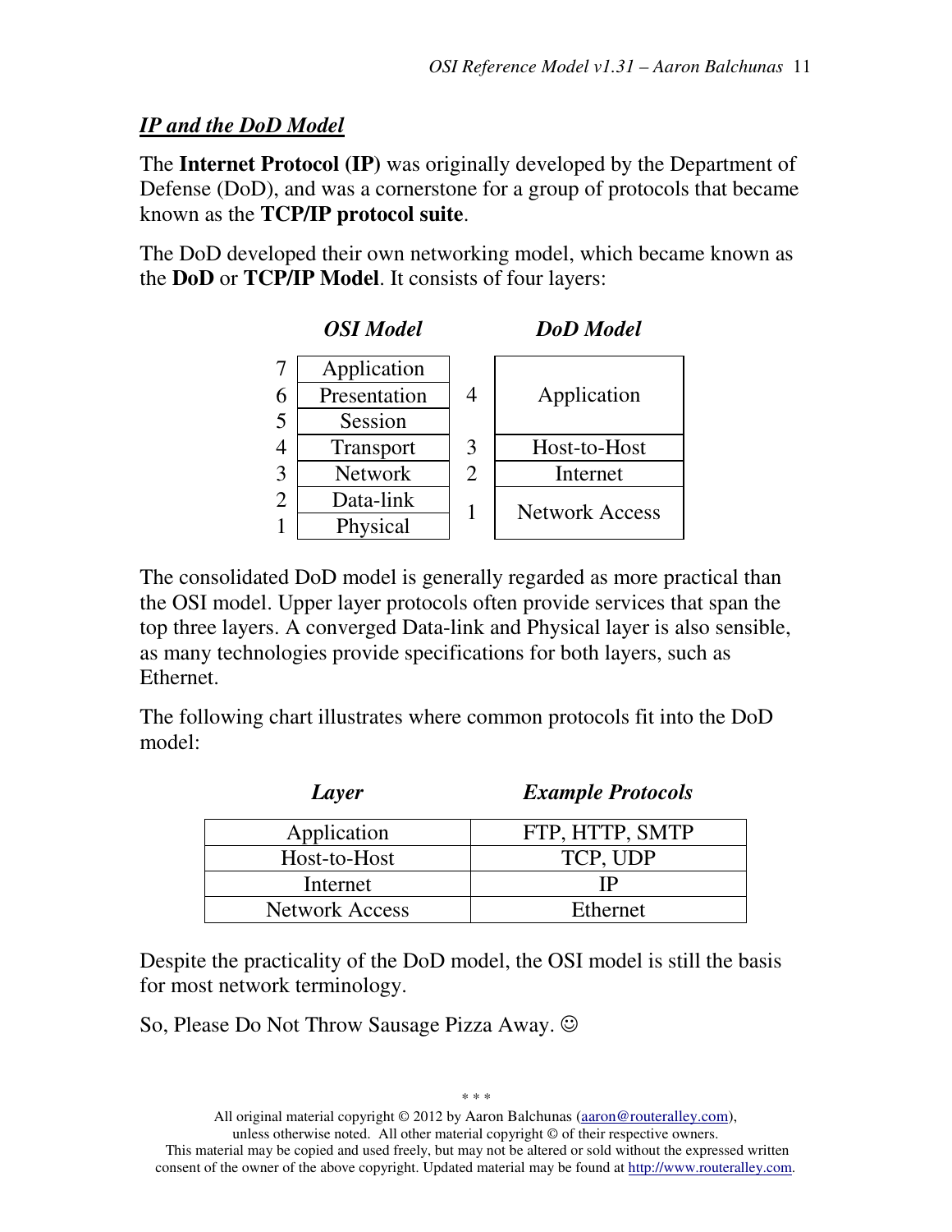### *IP and the DoD Model*

The **Internet Protocol (IP)** was originally developed by the Department of Defense (DoD), and was a cornerstone for a group of protocols that became known as the **TCP/IP protocol suite**.

The DoD developed their own networking model, which became known as the **DoD** or **TCP/IP Model**. It consists of four layers:

| | *OSI Model* | | *DoD Model* |
|---|---|---|---|
| 7 | Application | 4 | Application |
| 6 | Presentation | | |
| 5 | Session | | |
| 4 | Transport | 3 | Host-to-Host |
| 3 | Network | 2 | Internet |
| 2 | Data-link | 1 | Network Access |
| 1 | Physical | | |

The consolidated DoD model is generally regarded as more practical than the OSI model. Upper layer protocols often provide services that span the top three layers. A converged Data-link and Physical layer is also sensible, as many technologies provide specifications for both layers, such as Ethernet.

The following chart illustrates where common protocols fit into the DoD model:

| *Layer* | *Example Protocols* |
|---|---|
| Application | FTP, HTTP, SMTP |
| Host-to-Host | TCP, UDP |
| Internet | IP |
| Network Access | Ethernet |

Despite the practicality of the DoD model, the OSI model is still the basis for most network terminology.

So, Please Do Not Throw Sausage Pizza Away. ☺

\* \* \*

All original material copyright © 2012 by Aaron Balchunas (aaron@routeralley.com), unless otherwise noted. All other material copyright © of their respective owners. This material may be copied and used freely, but may not be altered or sold without the expressed written consent of the owner of the above copyright. Updated material may be found at http://www.routeralley.com.